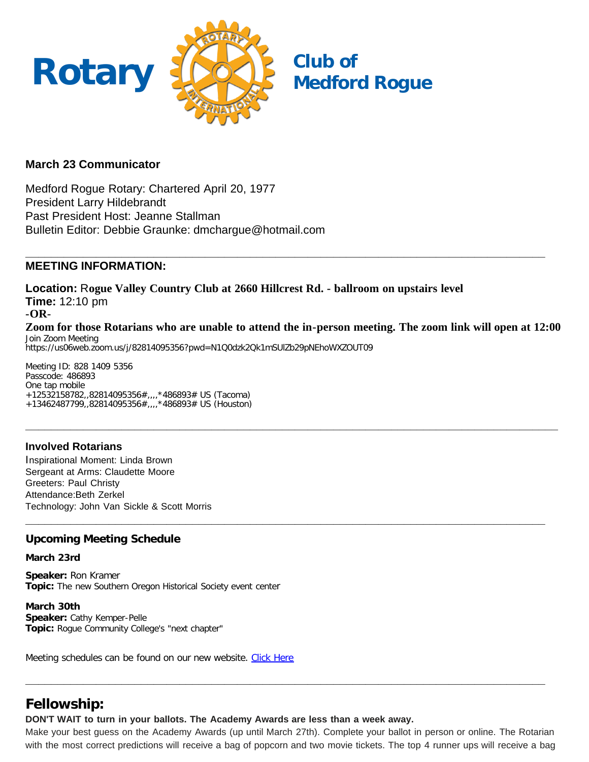# Rotary Club of Medford Rogue

## March 23 Communicator

Medford Rogue Rotary: Chartered April 20, 1977
President Larry Hildebrandt
Past President Host: Jeanne Stallman
Bulletin Editor: Debbie Graunke: dmchargue@hotmail.com

---

## MEETING INFORMATION:

**Location:** **Rogue Valley Country Club at 2660 Hillcrest Rd. - ballroom on upstairs level**
**Time:** 12:10 pm
**-OR-**
**Zoom for those Rotarians who are unable to attend the in-person meeting. The zoom link will open at 12:00**
Join Zoom Meeting
https://us06web.zoom.us/j/82814095356?pwd=N1Q0dzk2Qk1mSUlZb29pNEhoWXZOUT09

Meeting ID: 828 1409 5356
Passcode: 486893
One tap mobile
+12532158782,,82814095356#,,,,*486893# US (Tacoma)
+13462487799,,82814095356#,,,,*486893# US (Houston)

---

### Involved Rotarians

Inspirational Moment: Linda Brown
Sergeant at Arms: Claudette Moore
Greeters: Paul Christy
Attendance:Beth Zerkel
Technology: John Van Sickle & Scott Morris

---

### Upcoming Meeting Schedule

**March 23rd**

**Speaker:** Ron Kramer
**Topic:** The new Southern Oregon Historical Society event center

**March 30th**
**Speaker:** Cathy Kemper-Pelle
**Topic:** Rogue Community College's "next chapter"

Meeting schedules can be found on our new website. [Click Here]

---

## Fellowship:

**DON'T WAIT to turn in your ballots. The Academy Awards are less than a week away.**

Make your best guess on the Academy Awards (up until March 27th). Complete your ballot in person or online. The Rotarian with the most correct predictions will receive a bag of popcorn and two movie tickets. The top 4 runner ups will receive a bag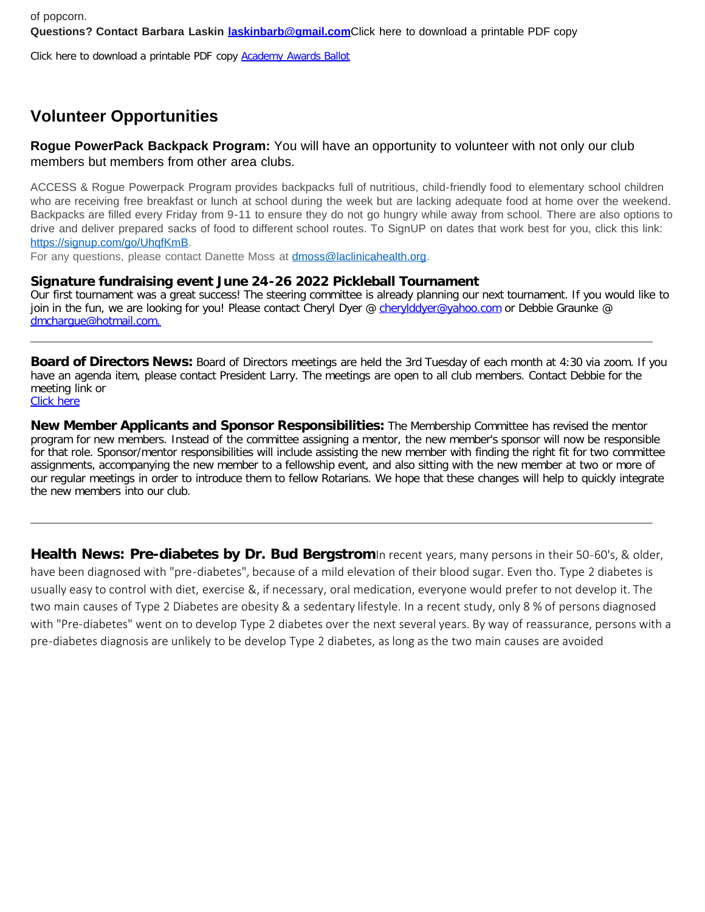of popcorn.

**Questions? Contact Barbara Laskin [laskinbarb@gmail.com](mailto:laskinbarb@gmail.com)**Click here to download a printable PDF copy

Click here to download a printable PDF copy [Academy Awards Ballot]()

## Volunteer Opportunities

**Rogue PowerPack Backpack Program:** You will have an opportunity to volunteer with not only our club members but members from other area clubs.

ACCESS & Rogue Powerpack Program provides backpacks full of nutritious, child-friendly food to elementary school children who are receiving free breakfast or lunch at school during the week but are lacking adequate food at home over the weekend. Backpacks are filled every Friday from 9-11 to ensure they do not go hungry while away from school. There are also options to drive and deliver prepared sacks of food to different school routes. To SignUP on dates that work best for you, click this link: [https://signup.com/go/UhqfKmB](https://signup.com/go/UhqfKmB).

For any questions, please contact Danette Moss at [dmoss@laclinicahealth.org](mailto:dmoss@laclinicahealth.org).

**Signature fundraising event June 24-26 2022 Pickleball Tournament**

Our first tournament was a great success! The steering committee is already planning our next tournament. If you would like to join in the fun, we are looking for you! Please contact Cheryl Dyer @ [cherylddyer@yahoo.com](mailto:cherylddyer@yahoo.com) or Debbie Graunke @ [dmchargue@hotmail.com.](mailto:dmchargue@hotmail.com)

---

**Board of Directors News:** Board of Directors meetings are held the 3rd Tuesday of each month at 4:30 via zoom. If you have an agenda item, please contact President Larry. The meetings are open to all club members. Contact Debbie for the meeting link or
[Click here]()

**New Member Applicants and Sponsor Responsibilities:** The Membership Committee has revised the mentor program for new members. Instead of the committee assigning a mentor, the new member's sponsor will now be responsible for that role. Sponsor/mentor responsibilities will include assisting the new member with finding the right fit for two committee assignments, accompanying the new member to a fellowship event, and also sitting with the new member at two or more of our regular meetings in order to introduce them to fellow Rotarians. We hope that these changes will help to quickly integrate the new members into our club.

---

**Health News: Pre-diabetes by Dr. Bud Bergstrom**In recent years, many persons in their 50-60's, & older, have been diagnosed with "pre-diabetes", because of a mild elevation of their blood sugar. Even tho. Type 2 diabetes is usually easy to control with diet, exercise &, if necessary, oral medication, everyone would prefer to not develop it. The two main causes of Type 2 Diabetes are obesity & a sedentary lifestyle. In a recent study, only 8 % of persons diagnosed with "Pre-diabetes" went on to develop Type 2 diabetes over the next several years. By way of reassurance, persons with a pre-diabetes diagnosis are unlikely to be develop Type 2 diabetes, as long as the two main causes are avoided